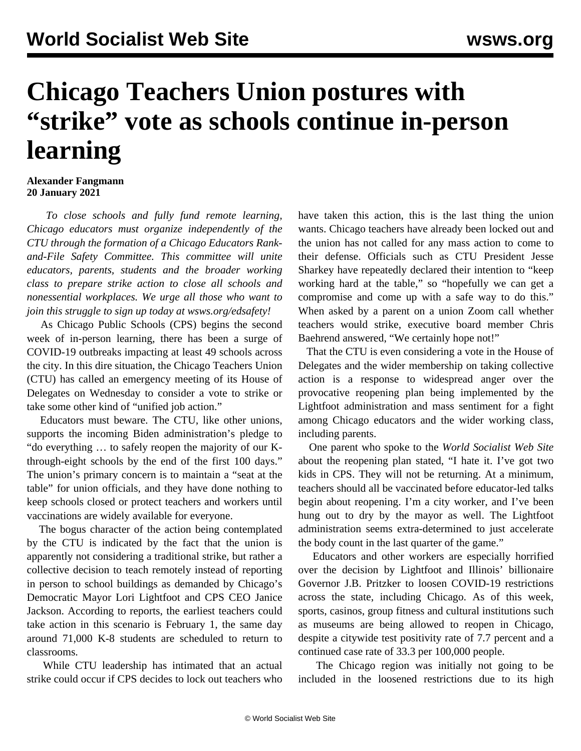# Chicago Teachers Union postures with "strike" vote as schools continue in-person learning

**Alexander Fangmann**
**20 January 2021**

*To close schools and fully fund remote learning, Chicago educators must organize independently of the CTU through the formation of a Chicago Educators Rank-and-File Safety Committee. This committee will unite educators, parents, students and the broader working class to prepare strike action to close all schools and nonessential workplaces. We urge all those who want to join this struggle to sign up today at wsws.org/edsafety!*

As Chicago Public Schools (CPS) begins the second week of in-person learning, there has been a surge of COVID-19 outbreaks impacting at least 49 schools across the city. In this dire situation, the Chicago Teachers Union (CTU) has called an emergency meeting of its House of Delegates on Wednesday to consider a vote to strike or take some other kind of "unified job action."

Educators must beware. The CTU, like other unions, supports the incoming Biden administration's pledge to "do everything … to safely reopen the majority of our K-through-eight schools by the end of the first 100 days." The union's primary concern is to maintain a "seat at the table" for union officials, and they have done nothing to keep schools closed or protect teachers and workers until vaccinations are widely available for everyone.

The bogus character of the action being contemplated by the CTU is indicated by the fact that the union is apparently not considering a traditional strike, but rather a collective decision to teach remotely instead of reporting in person to school buildings as demanded by Chicago's Democratic Mayor Lori Lightfoot and CPS CEO Janice Jackson. According to reports, the earliest teachers could take action in this scenario is February 1, the same day around 71,000 K-8 students are scheduled to return to classrooms.

While CTU leadership has intimated that an actual strike could occur if CPS decides to lock out teachers who have taken this action, this is the last thing the union wants. Chicago teachers have already been locked out and the union has not called for any mass action to come to their defense. Officials such as CTU President Jesse Sharkey have repeatedly declared their intention to "keep working hard at the table," so "hopefully we can get a compromise and come up with a safe way to do this." When asked by a parent on a union Zoom call whether teachers would strike, executive board member Chris Baehrend answered, "We certainly hope not!"

That the CTU is even considering a vote in the House of Delegates and the wider membership on taking collective action is a response to widespread anger over the provocative reopening plan being implemented by the Lightfoot administration and mass sentiment for a fight among Chicago educators and the wider working class, including parents.

One parent who spoke to the *World Socialist Web Site* about the reopening plan stated, "I hate it. I've got two kids in CPS. They will not be returning. At a minimum, teachers should all be vaccinated before educator-led talks begin about reopening. I'm a city worker, and I've been hung out to dry by the mayor as well. The Lightfoot administration seems extra-determined to just accelerate the body count in the last quarter of the game."

Educators and other workers are especially horrified over the decision by Lightfoot and Illinois' billionaire Governor J.B. Pritzker to loosen COVID-19 restrictions across the state, including Chicago. As of this week, sports, casinos, group fitness and cultural institutions such as museums are being allowed to reopen in Chicago, despite a citywide test positivity rate of 7.7 percent and a continued case rate of 33.3 per 100,000 people.

The Chicago region was initially not going to be included in the loosened restrictions due to its high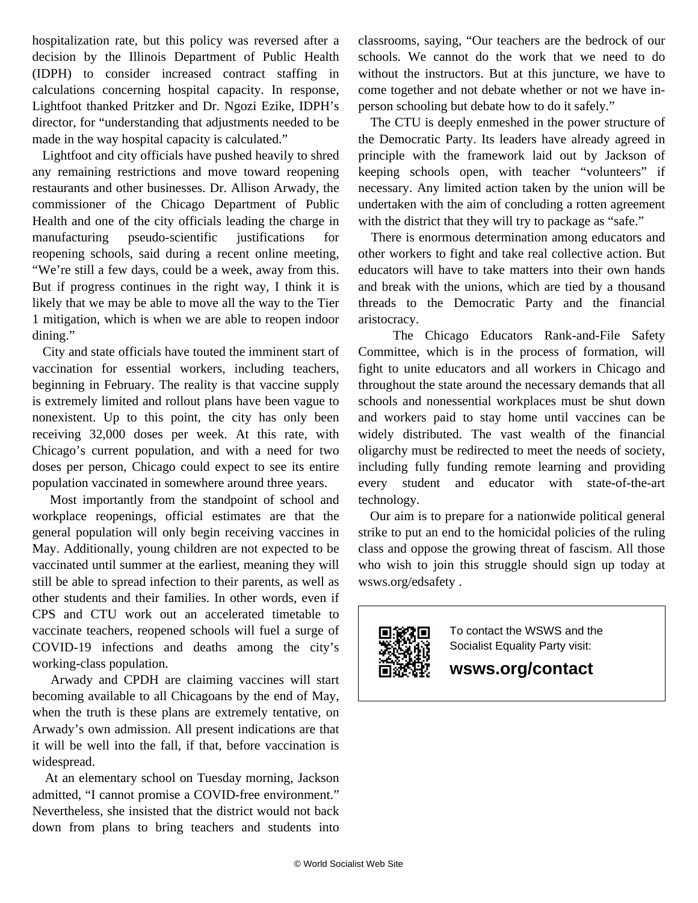hospitalization rate, but this policy was reversed after a decision by the Illinois Department of Public Health (IDPH) to consider increased contract staffing in calculations concerning hospital capacity. In response, Lightfoot thanked Pritzker and Dr. Ngozi Ezike, IDPH's director, for "understanding that adjustments needed to be made in the way hospital capacity is calculated."

Lightfoot and city officials have pushed heavily to shred any remaining restrictions and move toward reopening restaurants and other businesses. Dr. Allison Arwady, the commissioner of the Chicago Department of Public Health and one of the city officials leading the charge in manufacturing pseudo-scientific justifications for reopening schools, said during a recent online meeting, "We're still a few days, could be a week, away from this. But if progress continues in the right way, I think it is likely that we may be able to move all the way to the Tier 1 mitigation, which is when we are able to reopen indoor dining."

City and state officials have touted the imminent start of vaccination for essential workers, including teachers, beginning in February. The reality is that vaccine supply is extremely limited and rollout plans have been vague to nonexistent. Up to this point, the city has only been receiving 32,000 doses per week. At this rate, with Chicago's current population, and with a need for two doses per person, Chicago could expect to see its entire population vaccinated in somewhere around three years.

Most importantly from the standpoint of school and workplace reopenings, official estimates are that the general population will only begin receiving vaccines in May. Additionally, young children are not expected to be vaccinated until summer at the earliest, meaning they will still be able to spread infection to their parents, as well as other students and their families. In other words, even if CPS and CTU work out an accelerated timetable to vaccinate teachers, reopened schools will fuel a surge of COVID-19 infections and deaths among the city's working-class population.

Arwady and CPDH are claiming vaccines will start becoming available to all Chicagoans by the end of May, when the truth is these plans are extremely tentative, on Arwady's own admission. All present indications are that it will be well into the fall, if that, before vaccination is widespread.

At an elementary school on Tuesday morning, Jackson admitted, "I cannot promise a COVID-free environment." Nevertheless, she insisted that the district would not back down from plans to bring teachers and students into classrooms, saying, "Our teachers are the bedrock of our schools. We cannot do the work that we need to do without the instructors. But at this juncture, we have to come together and not debate whether or not we have in-person schooling but debate how to do it safely."

The CTU is deeply enmeshed in the power structure of the Democratic Party. Its leaders have already agreed in principle with the framework laid out by Jackson of keeping schools open, with teacher "volunteers" if necessary. Any limited action taken by the union will be undertaken with the aim of concluding a rotten agreement with the district that they will try to package as "safe."

There is enormous determination among educators and other workers to fight and take real collective action. But educators will have to take matters into their own hands and break with the unions, which are tied by a thousand threads to the Democratic Party and the financial aristocracy.

The Chicago Educators Rank-and-File Safety Committee, which is in the process of formation, will fight to unite educators and all workers in Chicago and throughout the state around the necessary demands that all schools and nonessential workplaces must be shut down and workers paid to stay home until vaccines can be widely distributed. The vast wealth of the financial oligarchy must be redirected to meet the needs of society, including fully funding remote learning and providing every student and educator with state-of-the-art technology.

Our aim is to prepare for a nationwide political general strike to put an end to the homicidal policies of the ruling class and oppose the growing threat of fascism. All those who wish to join this struggle should sign up today at wsws.org/edsafety .

To contact the WSWS and the Socialist Equality Party visit:

**wsws.org/contact**